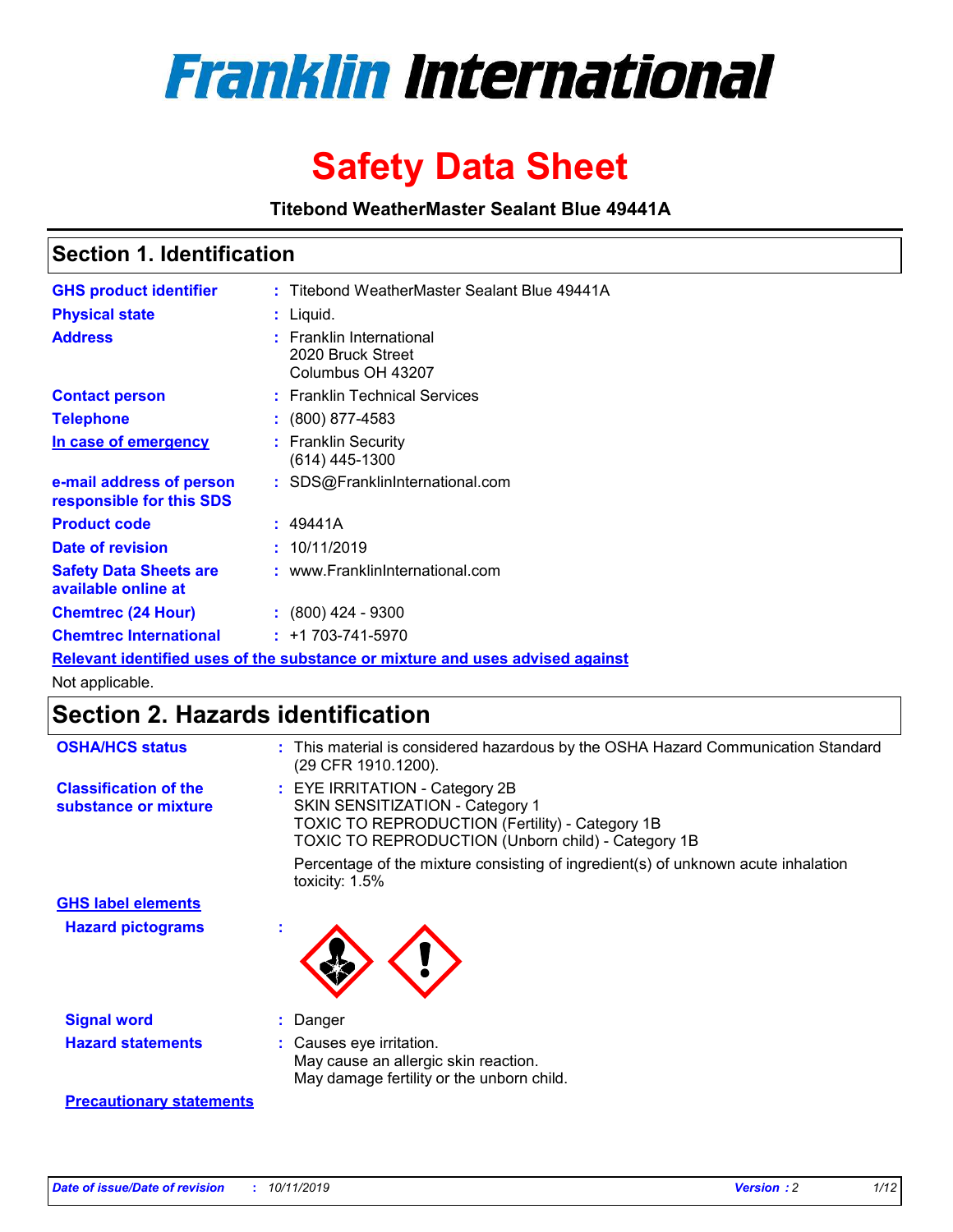# Franklin International

# Safety Data Sheet

**Titebond WeatherMaster Sealant Blue 49441A**

## Section 1. Identification

| | |
|---|---|
| **GHS product identifier** | : Titebond WeatherMaster Sealant Blue 49441A |
| **Physical state** | : Liquid. |
| **Address** | : Franklin International<br>2020 Bruck Street<br>Columbus OH 43207 |
| **Contact person** | : Franklin Technical Services |
| **Telephone** | : (800) 877-4583 |
| **In case of emergency** | : Franklin Security<br>(614) 445-1300 |
| **e-mail address of person responsible for this SDS** | : SDS@FranklinInternational.com |
| **Product code** | : 49441A |
| **Date of revision** | : 10/11/2019 |
| **Safety Data Sheets are available online at** | : www.FranklinInternational.com |
| **Chemtrec (24 Hour)** | : (800) 424 - 9300 |
| **Chemtrec International** | : +1 703-741-5970 |

**Relevant identified uses of the substance or mixture and uses advised against**

Not applicable.

## Section 2. Hazards identification

| | |
|---|---|
| **OSHA/HCS status** | : This material is considered hazardous by the OSHA Hazard Communication Standard (29 CFR 1910.1200). |
| **Classification of the substance or mixture** | : EYE IRRITATION - Category 2B<br>SKIN SENSITIZATION - Category 1<br>TOXIC TO REPRODUCTION (Fertility) - Category 1B<br>TOXIC TO REPRODUCTION (Unborn child) - Category 1B<br><br>Percentage of the mixture consisting of ingredient(s) of unknown acute inhalation toxicity: 1.5% |

**GHS label elements**

| | |
|---|---|
| **Hazard pictograms** | : |
| **Signal word** | : Danger |
| **Hazard statements** | : Causes eye irritation.<br>May cause an allergic skin reaction.<br>May damage fertility or the unborn child. |

**Precautionary statements**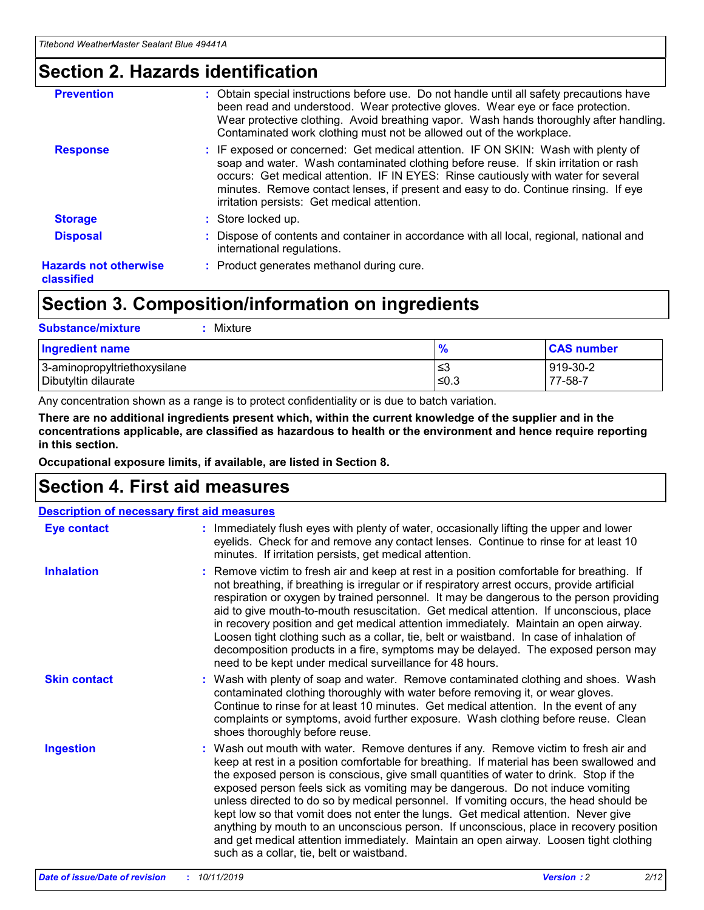## Section 2. Hazards identification

**Prevention** : Obtain special instructions before use. Do not handle until all safety precautions have been read and understood. Wear protective gloves. Wear eye or face protection. Wear protective clothing. Avoid breathing vapor. Wash hands thoroughly after handling. Contaminated work clothing must not be allowed out of the workplace.

**Response** : IF exposed or concerned: Get medical attention. IF ON SKIN: Wash with plenty of soap and water. Wash contaminated clothing before reuse. If skin irritation or rash occurs: Get medical attention. IF IN EYES: Rinse cautiously with water for several minutes. Remove contact lenses, if present and easy to do. Continue rinsing. If eye irritation persists: Get medical attention.

**Storage** : Store locked up.

**Disposal** : Dispose of contents and container in accordance with all local, regional, national and international regulations.

**Hazards not otherwise classified** : Product generates methanol during cure.

## Section 3. Composition/information on ingredients

**Substance/mixture** : Mixture

| Ingredient name | % | CAS number |
|---|---|---|
| 3-aminopropyltriethoxysilane | ≤3 | 919-30-2 |
| Dibutyltin dilaurate | ≤0.3 | 77-58-7 |

Any concentration shown as a range is to protect confidentiality or is due to batch variation.

**There are no additional ingredients present which, within the current knowledge of the supplier and in the concentrations applicable, are classified as hazardous to health or the environment and hence require reporting in this section.**

**Occupational exposure limits, if available, are listed in Section 8.**

## Section 4. First aid measures

**Description of necessary first aid measures**

**Eye contact** : Immediately flush eyes with plenty of water, occasionally lifting the upper and lower eyelids. Check for and remove any contact lenses. Continue to rinse for at least 10 minutes. If irritation persists, get medical attention.

**Inhalation** : Remove victim to fresh air and keep at rest in a position comfortable for breathing. If not breathing, if breathing is irregular or if respiratory arrest occurs, provide artificial respiration or oxygen by trained personnel. It may be dangerous to the person providing aid to give mouth-to-mouth resuscitation. Get medical attention. If unconscious, place in recovery position and get medical attention immediately. Maintain an open airway. Loosen tight clothing such as a collar, tie, belt or waistband. In case of inhalation of decomposition products in a fire, symptoms may be delayed. The exposed person may need to be kept under medical surveillance for 48 hours.

**Skin contact** : Wash with plenty of soap and water. Remove contaminated clothing and shoes. Wash contaminated clothing thoroughly with water before removing it, or wear gloves. Continue to rinse for at least 10 minutes. Get medical attention. In the event of any complaints or symptoms, avoid further exposure. Wash clothing before reuse. Clean shoes thoroughly before reuse.

**Ingestion** : Wash out mouth with water. Remove dentures if any. Remove victim to fresh air and keep at rest in a position comfortable for breathing. If material has been swallowed and the exposed person is conscious, give small quantities of water to drink. Stop if the exposed person feels sick as vomiting may be dangerous. Do not induce vomiting unless directed to do so by medical personnel. If vomiting occurs, the head should be kept low so that vomit does not enter the lungs. Get medical attention. Never give anything by mouth to an unconscious person. If unconscious, place in recovery position and get medical attention immediately. Maintain an open airway. Loosen tight clothing such as a collar, tie, belt or waistband.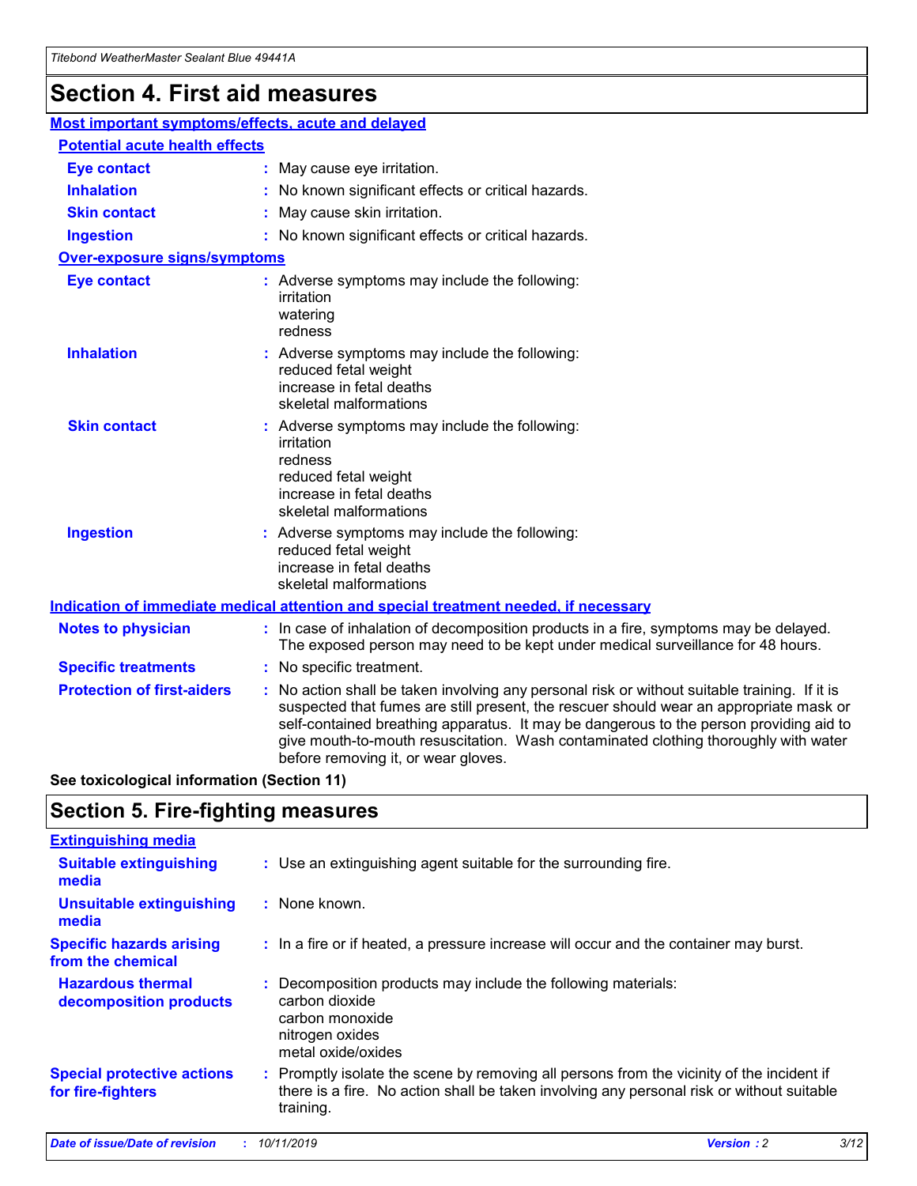# Section 4. First aid measures

## Most important symptoms/effects, acute and delayed

### Potential acute health effects

| | |
|---|---|
| **Eye contact** | May cause eye irritation. |
| **Inhalation** | No known significant effects or critical hazards. |
| **Skin contact** | May cause skin irritation. |
| **Ingestion** | No known significant effects or critical hazards. |

### Over-exposure signs/symptoms

| | |
|---|---|
| **Eye contact** | Adverse symptoms may include the following: irritation, watering, redness |
| **Inhalation** | Adverse symptoms may include the following: reduced fetal weight, increase in fetal deaths, skeletal malformations |
| **Skin contact** | Adverse symptoms may include the following: irritation, redness, reduced fetal weight, increase in fetal deaths, skeletal malformations |
| **Ingestion** | Adverse symptoms may include the following: reduced fetal weight, increase in fetal deaths, skeletal malformations |

## Indication of immediate medical attention and special treatment needed, if necessary

| | |
|---|---|
| **Notes to physician** | In case of inhalation of decomposition products in a fire, symptoms may be delayed. The exposed person may need to be kept under medical surveillance for 48 hours. |
| **Specific treatments** | No specific treatment. |
| **Protection of first-aiders** | No action shall be taken involving any personal risk or without suitable training. If it is suspected that fumes are still present, the rescuer should wear an appropriate mask or self-contained breathing apparatus. It may be dangerous to the person providing aid to give mouth-to-mouth resuscitation. Wash contaminated clothing thoroughly with water before removing it, or wear gloves. |

**See toxicological information (Section 11)**

# Section 5. Fire-fighting measures

## Extinguishing media

| | |
|---|---|
| **Suitable extinguishing media** | Use an extinguishing agent suitable for the surrounding fire. |
| **Unsuitable extinguishing media** | None known. |
| **Specific hazards arising from the chemical** | In a fire or if heated, a pressure increase will occur and the container may burst. |
| **Hazardous thermal decomposition products** | Decomposition products may include the following materials: carbon dioxide, carbon monoxide, nitrogen oxides, metal oxide/oxides |
| **Special protective actions for fire-fighters** | Promptly isolate the scene by removing all persons from the vicinity of the incident if there is a fire. No action shall be taken involving any personal risk or without suitable training. |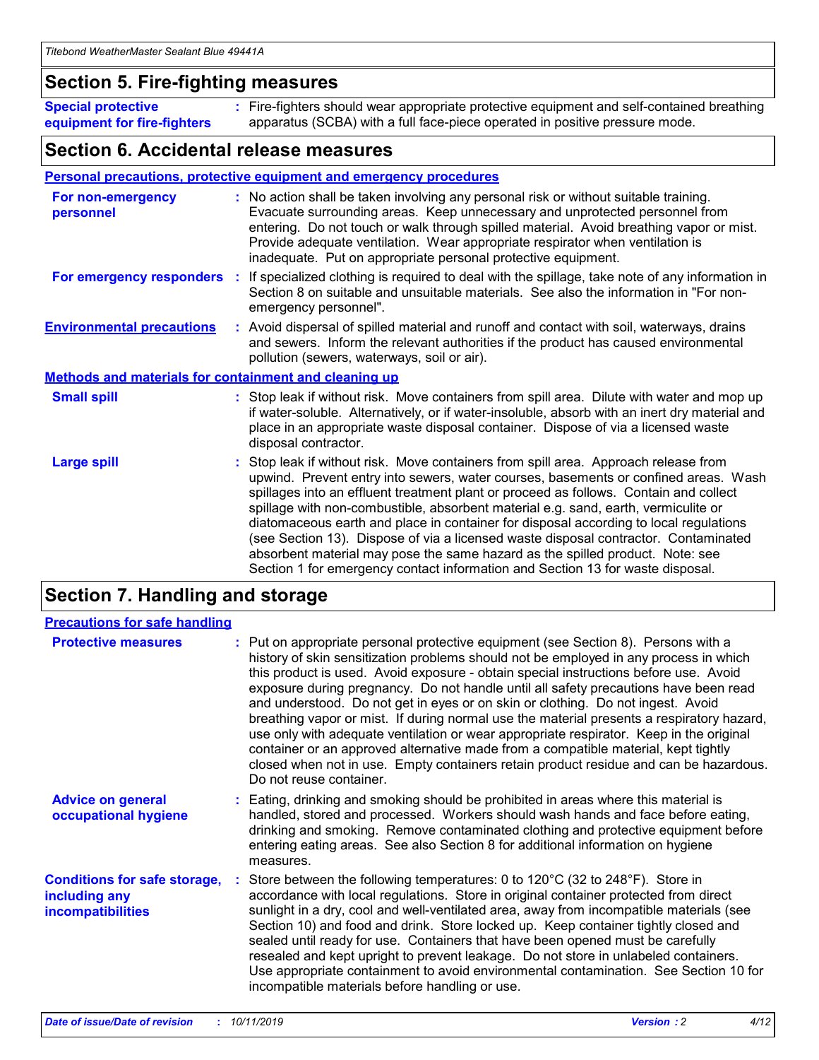## Section 5. Fire-fighting measures

**Special protective equipment for fire-fighters** : Fire-fighters should wear appropriate protective equipment and self-contained breathing apparatus (SCBA) with a full face-piece operated in positive pressure mode.

## Section 6. Accidental release measures

### Personal precautions, protective equipment and emergency procedures

**For non-emergency personnel** : No action shall be taken involving any personal risk or without suitable training. Evacuate surrounding areas. Keep unnecessary and unprotected personnel from entering. Do not touch or walk through spilled material. Avoid breathing vapor or mist. Provide adequate ventilation. Wear appropriate respirator when ventilation is inadequate. Put on appropriate personal protective equipment.

**For emergency responders** : If specialized clothing is required to deal with the spillage, take note of any information in Section 8 on suitable and unsuitable materials. See also the information in "For non-emergency personnel".

**Environmental precautions** : Avoid dispersal of spilled material and runoff and contact with soil, waterways, drains and sewers. Inform the relevant authorities if the product has caused environmental pollution (sewers, waterways, soil or air).

### Methods and materials for containment and cleaning up

**Small spill** : Stop leak if without risk. Move containers from spill area. Dilute with water and mop up if water-soluble. Alternatively, or if water-insoluble, absorb with an inert dry material and place in an appropriate waste disposal container. Dispose of via a licensed waste disposal contractor.

**Large spill** : Stop leak if without risk. Move containers from spill area. Approach release from upwind. Prevent entry into sewers, water courses, basements or confined areas. Wash spillages into an effluent treatment plant or proceed as follows. Contain and collect spillage with non-combustible, absorbent material e.g. sand, earth, vermiculite or diatomaceous earth and place in container for disposal according to local regulations (see Section 13). Dispose of via a licensed waste disposal contractor. Contaminated absorbent material may pose the same hazard as the spilled product. Note: see Section 1 for emergency contact information and Section 13 for waste disposal.

## Section 7. Handling and storage

### Precautions for safe handling

**Protective measures** : Put on appropriate personal protective equipment (see Section 8). Persons with a history of skin sensitization problems should not be employed in any process in which this product is used. Avoid exposure - obtain special instructions before use. Avoid exposure during pregnancy. Do not handle until all safety precautions have been read and understood. Do not get in eyes or on skin or clothing. Do not ingest. Avoid breathing vapor or mist. If during normal use the material presents a respiratory hazard, use only with adequate ventilation or wear appropriate respirator. Keep in the original container or an approved alternative made from a compatible material, kept tightly closed when not in use. Empty containers retain product residue and can be hazardous. Do not reuse container.

**Advice on general occupational hygiene** : Eating, drinking and smoking should be prohibited in areas where this material is handled, stored and processed. Workers should wash hands and face before eating, drinking and smoking. Remove contaminated clothing and protective equipment before entering eating areas. See also Section 8 for additional information on hygiene measures.

**Conditions for safe storage, including any incompatibilities** : Store between the following temperatures: 0 to 120°C (32 to 248°F). Store in accordance with local regulations. Store in original container protected from direct sunlight in a dry, cool and well-ventilated area, away from incompatible materials (see Section 10) and food and drink. Store locked up. Keep container tightly closed and sealed until ready for use. Containers that have been opened must be carefully resealed and kept upright to prevent leakage. Do not store in unlabeled containers. Use appropriate containment to avoid environmental contamination. See Section 10 for incompatible materials before handling or use.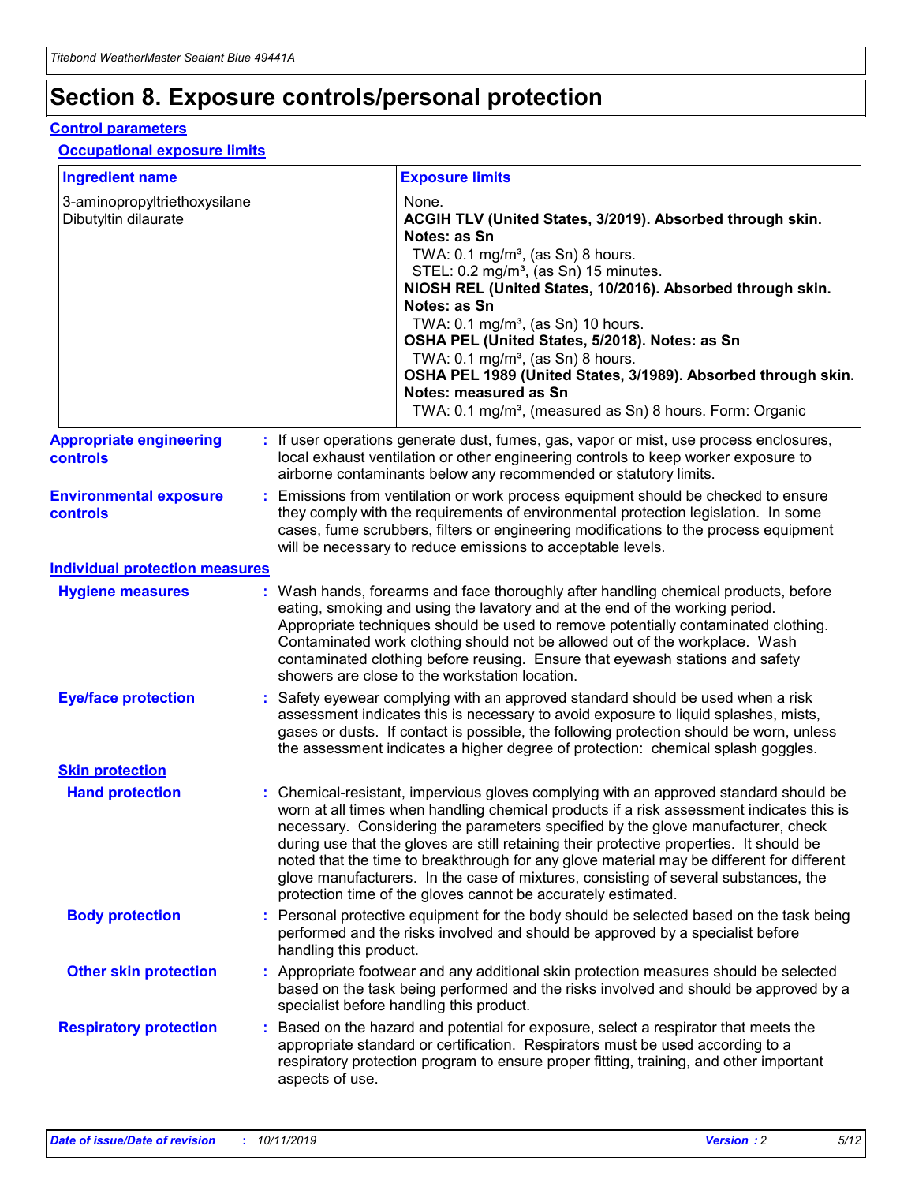# Section 8. Exposure controls/personal protection

## Control parameters

### Occupational exposure limits

| Ingredient name | Exposure limits |
|---|---|
| 3-aminopropyltriethoxysilane<br>Dibutyltin dilaurate | None.<br>**ACGIH TLV (United States, 3/2019). Absorbed through skin. Notes: as Sn**<br>TWA: 0.1 mg/m³, (as Sn) 8 hours.<br>STEL: 0.2 mg/m³, (as Sn) 15 minutes.<br>**NIOSH REL (United States, 10/2016). Absorbed through skin. Notes: as Sn**<br>TWA: 0.1 mg/m³, (as Sn) 10 hours.<br>**OSHA PEL (United States, 5/2018). Notes: as Sn**<br>TWA: 0.1 mg/m³, (as Sn) 8 hours.<br>**OSHA PEL 1989 (United States, 3/1989). Absorbed through skin. Notes: measured as Sn**<br>TWA: 0.1 mg/m³, (measured as Sn) 8 hours. Form: Organic |

**Appropriate engineering controls** : If user operations generate dust, fumes, gas, vapor or mist, use process enclosures, local exhaust ventilation or other engineering controls to keep worker exposure to airborne contaminants below any recommended or statutory limits.

**Environmental exposure controls** : Emissions from ventilation or work process equipment should be checked to ensure they comply with the requirements of environmental protection legislation. In some cases, fume scrubbers, filters or engineering modifications to the process equipment will be necessary to reduce emissions to acceptable levels.

## Individual protection measures

**Hygiene measures** : Wash hands, forearms and face thoroughly after handling chemical products, before eating, smoking and using the lavatory and at the end of the working period. Appropriate techniques should be used to remove potentially contaminated clothing. Contaminated work clothing should not be allowed out of the workplace. Wash contaminated clothing before reusing. Ensure that eyewash stations and safety showers are close to the workstation location.

**Eye/face protection** : Safety eyewear complying with an approved standard should be used when a risk assessment indicates this is necessary to avoid exposure to liquid splashes, mists, gases or dusts. If contact is possible, the following protection should be worn, unless the assessment indicates a higher degree of protection: chemical splash goggles.

### Skin protection

**Hand protection** : Chemical-resistant, impervious gloves complying with an approved standard should be worn at all times when handling chemical products if a risk assessment indicates this is necessary. Considering the parameters specified by the glove manufacturer, check during use that the gloves are still retaining their protective properties. It should be noted that the time to breakthrough for any glove material may be different for different glove manufacturers. In the case of mixtures, consisting of several substances, the protection time of the gloves cannot be accurately estimated.

**Body protection** : Personal protective equipment for the body should be selected based on the task being performed and the risks involved and should be approved by a specialist before handling this product.

**Other skin protection** : Appropriate footwear and any additional skin protection measures should be selected based on the task being performed and the risks involved and should be approved by a specialist before handling this product.

**Respiratory protection** : Based on the hazard and potential for exposure, select a respirator that meets the appropriate standard or certification. Respirators must be used according to a respiratory protection program to ensure proper fitting, training, and other important aspects of use.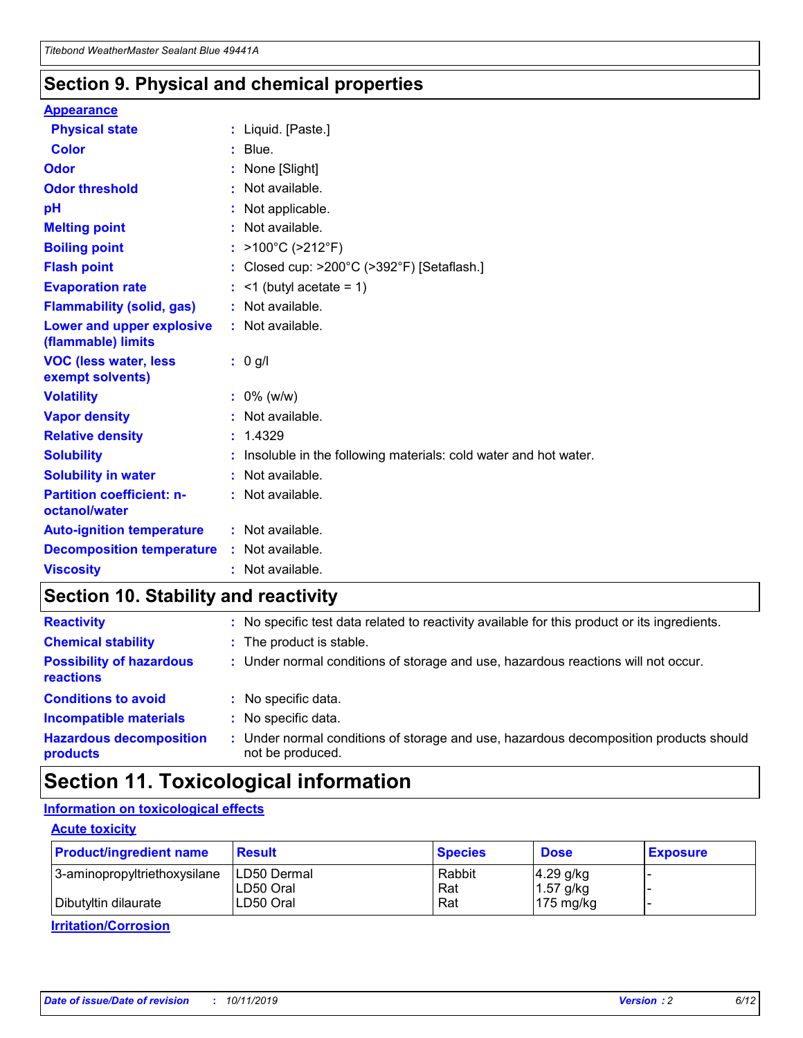## Section 9. Physical and chemical properties

**Appearance**

| | |
|---|---|
| **Physical state** | : Liquid. [Paste.] |
| **Color** | : Blue. |
| **Odor** | : None [Slight] |
| **Odor threshold** | : Not available. |
| **pH** | : Not applicable. |
| **Melting point** | : Not available. |
| **Boiling point** | : >100°C (>212°F) |
| **Flash point** | : Closed cup: >200°C (>392°F) [Setaflash.] |
| **Evaporation rate** | : <1 (butyl acetate = 1) |
| **Flammability (solid, gas)** | : Not available. |
| **Lower and upper explosive (flammable) limits** | : Not available. |
| **VOC (less water, less exempt solvents)** | : 0 g/l |
| **Volatility** | : 0% (w/w) |
| **Vapor density** | : Not available. |
| **Relative density** | : 1.4329 |
| **Solubility** | : Insoluble in the following materials: cold water and hot water. |
| **Solubility in water** | : Not available. |
| **Partition coefficient: n-octanol/water** | : Not available. |
| **Auto-ignition temperature** | : Not available. |
| **Decomposition temperature** | : Not available. |
| **Viscosity** | : Not available. |

## Section 10. Stability and reactivity

| | |
|---|---|
| **Reactivity** | : No specific test data related to reactivity available for this product or its ingredients. |
| **Chemical stability** | : The product is stable. |
| **Possibility of hazardous reactions** | : Under normal conditions of storage and use, hazardous reactions will not occur. |
| **Conditions to avoid** | : No specific data. |
| **Incompatible materials** | : No specific data. |
| **Hazardous decomposition products** | : Under normal conditions of storage and use, hazardous decomposition products should not be produced. |

## Section 11. Toxicological information

**Information on toxicological effects**

**Acute toxicity**

| Product/ingredient name | Result | Species | Dose | Exposure |
|---|---|---|---|---|
| 3-aminopropyltriethoxysilane | LD50 Dermal | Rabbit | 4.29 g/kg | - |
| | LD50 Oral | Rat | 1.57 g/kg | - |
| Dibutyltin dilaurate | LD50 Oral | Rat | 175 mg/kg | - |

**Irritation/Corrosion**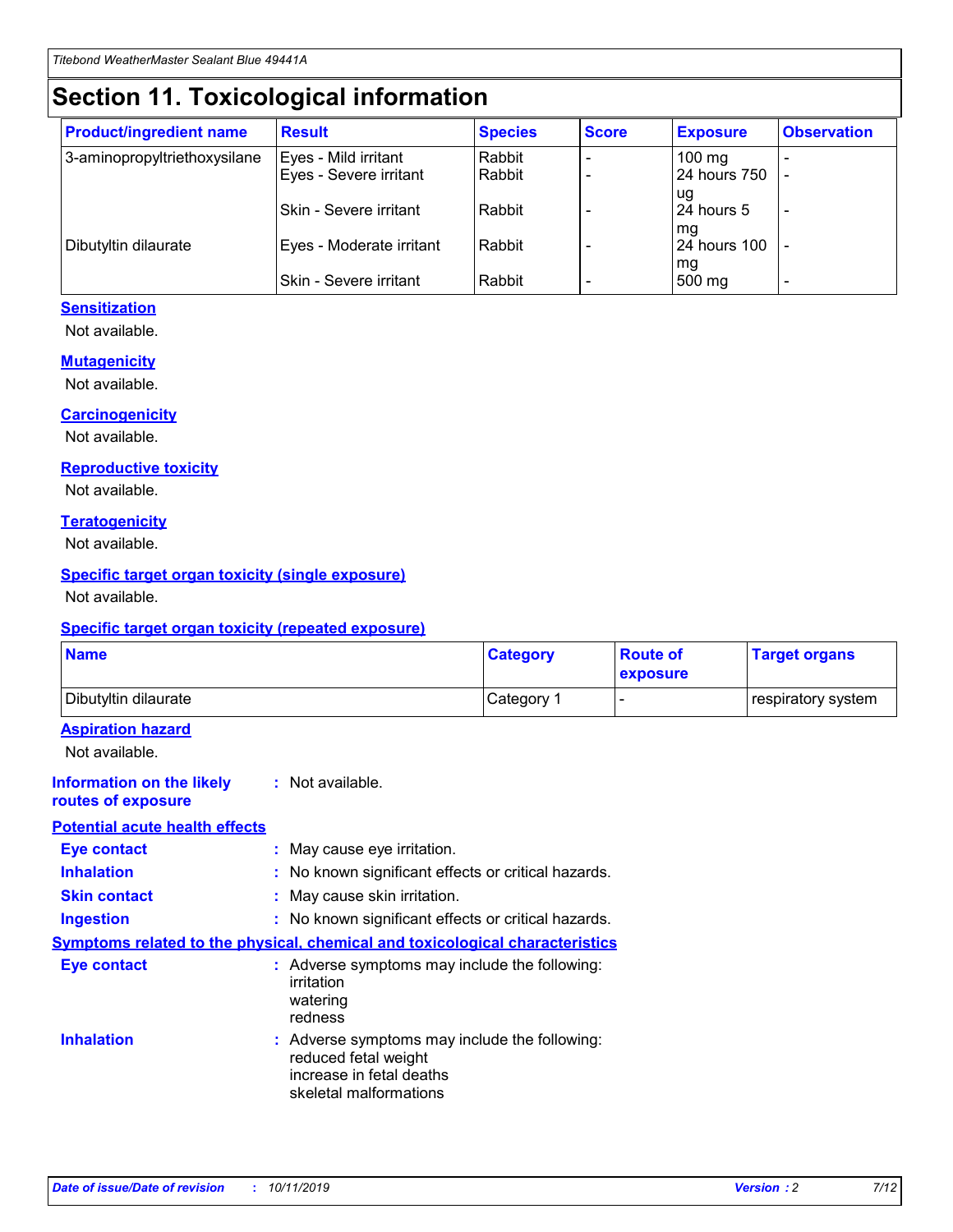# Section 11. Toxicological information

| Product/ingredient name | Result | Species | Score | Exposure | Observation |
|---|---|---|---|---|---|
| 3-aminopropyltriethoxysilane | Eyes - Mild irritant | Rabbit | - | 100 mg | - |
| | Eyes - Severe irritant | Rabbit | - | 24 hours 750 ug | - |
| | Skin - Severe irritant | Rabbit | - | 24 hours 5 mg | - |
| Dibutyltin dilaurate | Eyes - Moderate irritant | Rabbit | - | 24 hours 100 mg | - |
| | Skin - Severe irritant | Rabbit | - | 500 mg | - |

### Sensitization

Not available.

### Mutagenicity

Not available.

### Carcinogenicity

Not available.

### Reproductive toxicity

Not available.

### Teratogenicity

Not available.

### Specific target organ toxicity (single exposure)

Not available.

### Specific target organ toxicity (repeated exposure)

| Name | Category | Route of exposure | Target organs |
|---|---|---|---|
| Dibutyltin dilaurate | Category 1 | - | respiratory system |

### Aspiration hazard

Not available.

**Information on the likely routes of exposure** : Not available.

### Potential acute health effects

**Eye contact** : May cause eye irritation.

**Inhalation** : No known significant effects or critical hazards.

**Skin contact** : May cause skin irritation.

**Ingestion** : No known significant effects or critical hazards.

### Symptoms related to the physical, chemical and toxicological characteristics

**Eye contact** : Adverse symptoms may include the following:
irritation
watering
redness

**Inhalation** : Adverse symptoms may include the following:
reduced fetal weight
increase in fetal deaths
skeletal malformations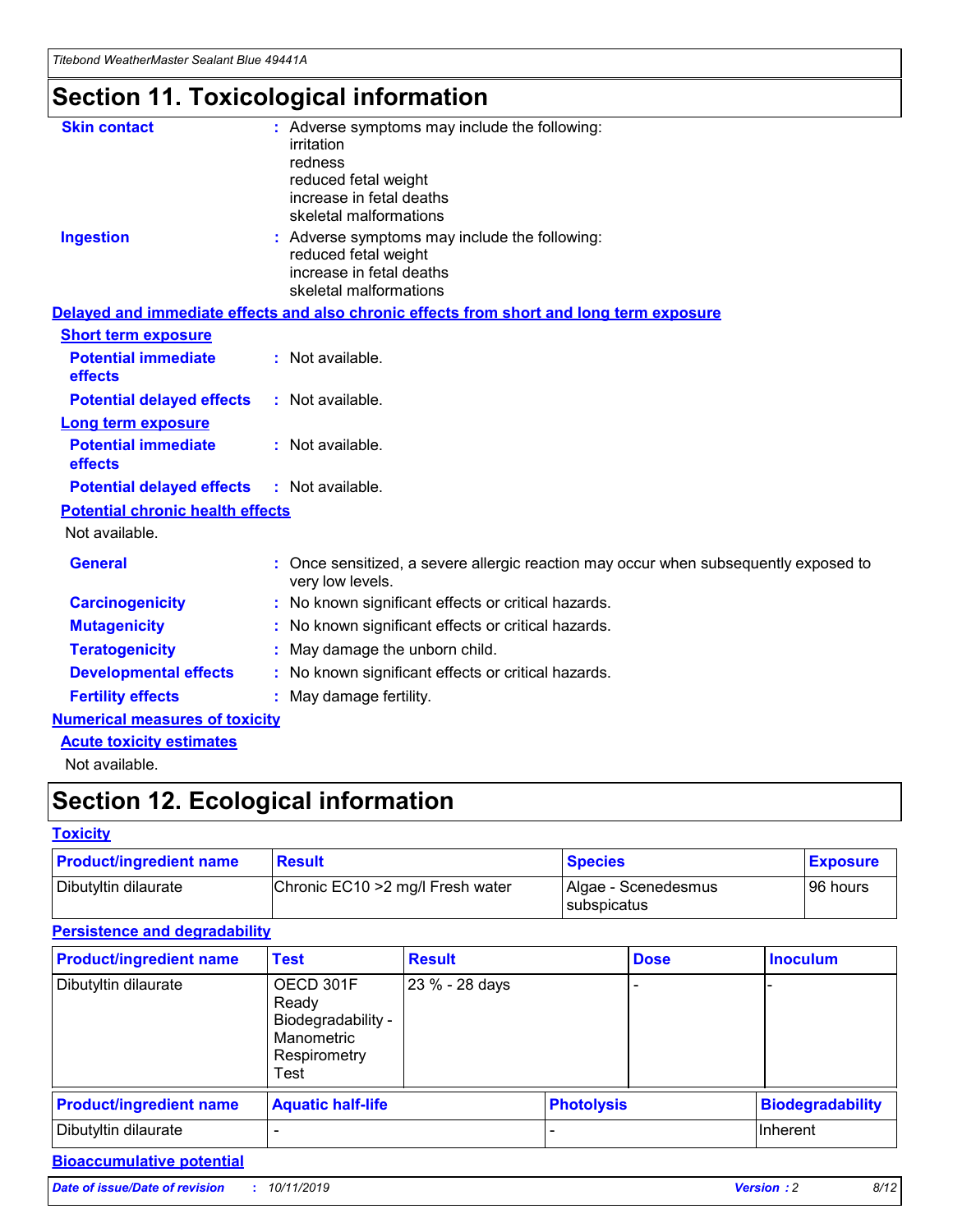# Section 11. Toxicological information

**Skin contact** : Adverse symptoms may include the following:
irritation
redness
reduced fetal weight
increase in fetal deaths
skeletal malformations

**Ingestion** : Adverse symptoms may include the following:
reduced fetal weight
increase in fetal deaths
skeletal malformations

**Delayed and immediate effects and also chronic effects from short and long term exposure**

**Short term exposure**

**Potential immediate effects** : Not available.

**Potential delayed effects** : Not available.

**Long term exposure**

**Potential immediate effects** : Not available.

**Potential delayed effects** : Not available.

**Potential chronic health effects**

Not available.

**General** : Once sensitized, a severe allergic reaction may occur when subsequently exposed to very low levels.

**Carcinogenicity** : No known significant effects or critical hazards.

**Mutagenicity** : No known significant effects or critical hazards.

**Teratogenicity** : May damage the unborn child.

**Developmental effects** : No known significant effects or critical hazards.

**Fertility effects** : May damage fertility.

**Numerical measures of toxicity**

**Acute toxicity estimates**

Not available.

# Section 12. Ecological information

**Toxicity**

| Product/ingredient name | Result | Species | Exposure |
|---|---|---|---|
| Dibutyltin dilaurate | Chronic EC10 >2 mg/l Fresh water | Algae - Scenedesmus subspicatus | 96 hours |

**Persistence and degradability**

| Product/ingredient name | Test | Result | Dose | Inoculum |
|---|---|---|---|---|
| Dibutyltin dilaurate | OECD 301F Ready Biodegradability - Manometric Respirometry Test | 23 % - 28 days | - | - |

| Product/ingredient name | Aquatic half-life | Photolysis | Biodegradability |
|---|---|---|---|
| Dibutyltin dilaurate | - | - | Inherent |

**Bioaccumulative potential**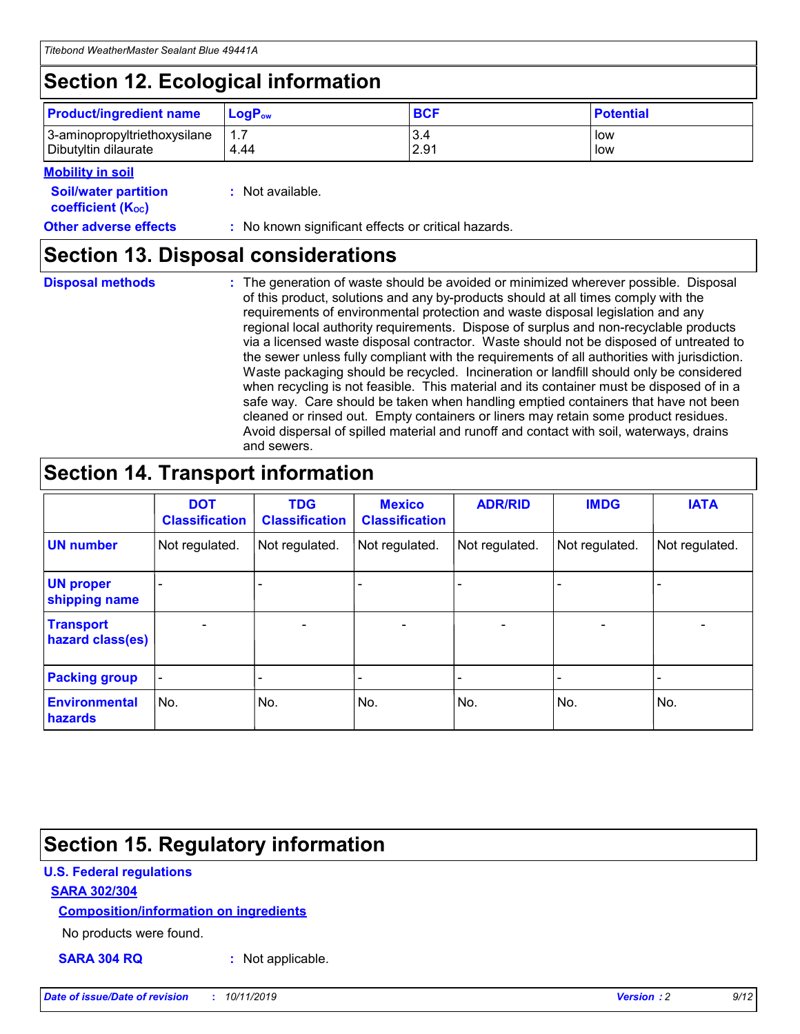# Section 12. Ecological information

| Product/ingredient name | $LogP_{ow}$ | BCF | Potential |
|---|---|---|---|
| 3-aminopropyltriethoxysilane | 1.7 | 3.4 | low |
| Dibutyltin dilaurate | 4.44 | 2.91 | low |

**Mobility in soil**

**Soil/water partition coefficient ($K_{OC}$)** : Not available.

**Other adverse effects** : No known significant effects or critical hazards.

# Section 13. Disposal considerations

**Disposal methods** : The generation of waste should be avoided or minimized wherever possible. Disposal of this product, solutions and any by-products should at all times comply with the requirements of environmental protection and waste disposal legislation and any regional local authority requirements. Dispose of surplus and non-recyclable products via a licensed waste disposal contractor. Waste should not be disposed of untreated to the sewer unless fully compliant with the requirements of all authorities with jurisdiction. Waste packaging should be recycled. Incineration or landfill should only be considered when recycling is not feasible. This material and its container must be disposed of in a safe way. Care should be taken when handling emptied containers that have not been cleaned or rinsed out. Empty containers or liners may retain some product residues. Avoid dispersal of spilled material and runoff and contact with soil, waterways, drains and sewers.

# Section 14. Transport information

| | DOT Classification | TDG Classification | Mexico Classification | ADR/RID | IMDG | IATA |
|---|---|---|---|---|---|---|
| UN number | Not regulated. | Not regulated. | Not regulated. | Not regulated. | Not regulated. | Not regulated. |
| UN proper shipping name | - | - | - | - | - | - |
| Transport hazard class(es) | - | - | - | - | - | - |
| Packing group | - | - | - | - | - | - |
| Environmental hazards | No. | No. | No. | No. | No. | No. |

# Section 15. Regulatory information

**U.S. Federal regulations**

**SARA 302/304**

**Composition/information on ingredients**

No products were found.

**SARA 304 RQ** : Not applicable.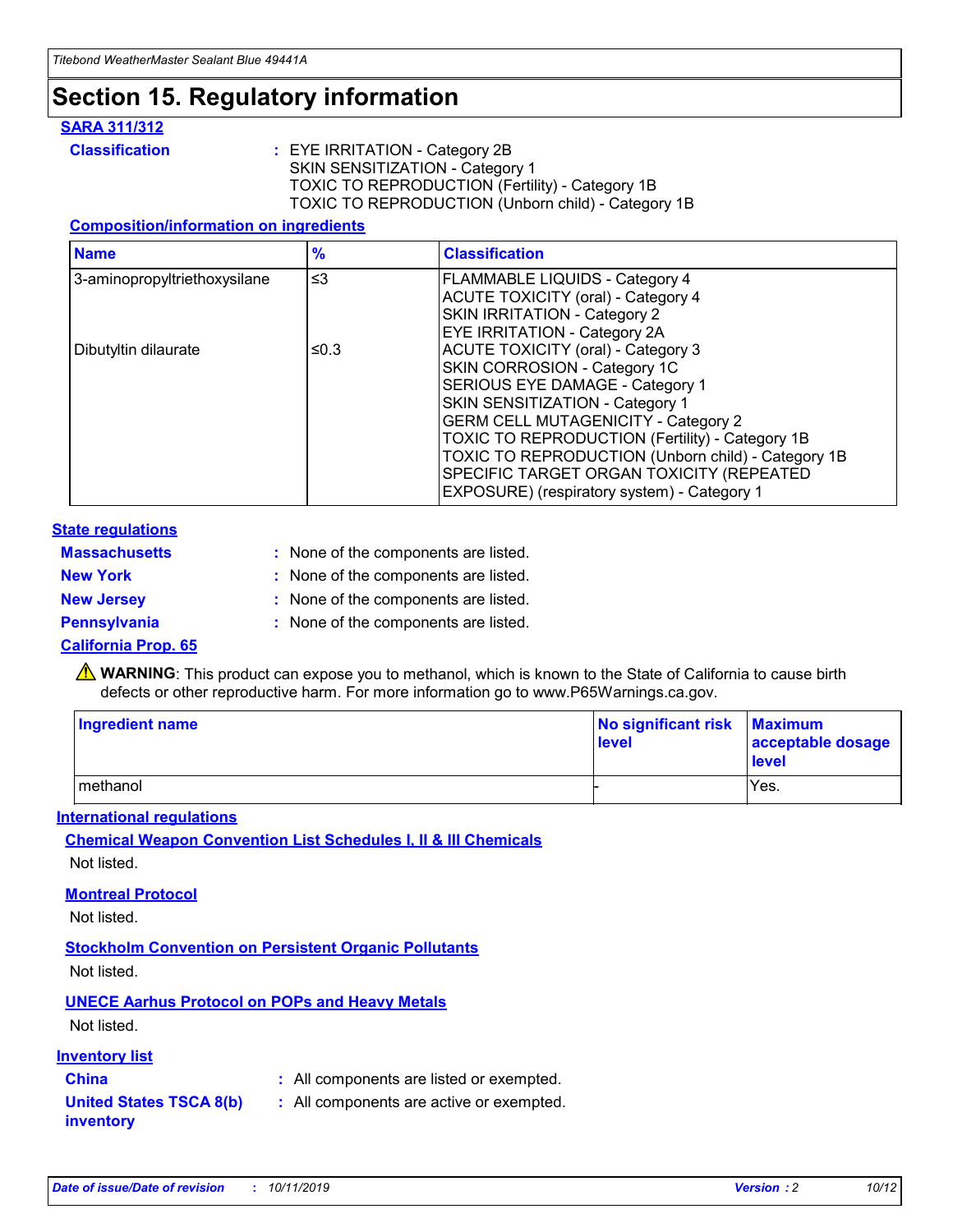# Section 15. Regulatory information

### SARA 311/312

**Classification** : EYE IRRITATION - Category 2B
SKIN SENSITIZATION - Category 1
TOXIC TO REPRODUCTION (Fertility) - Category 1B
TOXIC TO REPRODUCTION (Unborn child) - Category 1B

#### Composition/information on ingredients

| Name | % | Classification |
|---|---|---|
| 3-aminopropyltriethoxysilane | ≤3 | FLAMMABLE LIQUIDS - Category 4<br>ACUTE TOXICITY (oral) - Category 4<br>SKIN IRRITATION - Category 2<br>EYE IRRITATION - Category 2A |
| Dibutyltin dilaurate | ≤0.3 | ACUTE TOXICITY (oral) - Category 3<br>SKIN CORROSION - Category 1C<br>SERIOUS EYE DAMAGE - Category 1<br>SKIN SENSITIZATION - Category 1<br>GERM CELL MUTAGENICITY - Category 2<br>TOXIC TO REPRODUCTION (Fertility) - Category 1B<br>TOXIC TO REPRODUCTION (Unborn child) - Category 1B<br>SPECIFIC TARGET ORGAN TOXICITY (REPEATED EXPOSURE) (respiratory system) - Category 1 |

### State regulations

**Massachusetts** : None of the components are listed.

**New York** : None of the components are listed.

**New Jersey** : None of the components are listed.

**Pennsylvania** : None of the components are listed.

### California Prop. 65

⚠ **WARNING**: This product can expose you to methanol, which is known to the State of California to cause birth defects or other reproductive harm. For more information go to www.P65Warnings.ca.gov.

| Ingredient name | No significant risk level | Maximum acceptable dosage level |
|---|---|---|
| methanol | - | Yes. |

### International regulations

#### Chemical Weapon Convention List Schedules I, II & III Chemicals

Not listed.

#### Montreal Protocol

Not listed.

#### Stockholm Convention on Persistent Organic Pollutants

Not listed.

#### UNECE Aarhus Protocol on POPs and Heavy Metals

Not listed.

### Inventory list

**China** : All components are listed or exempted.

**United States TSCA 8(b) inventory** : All components are active or exempted.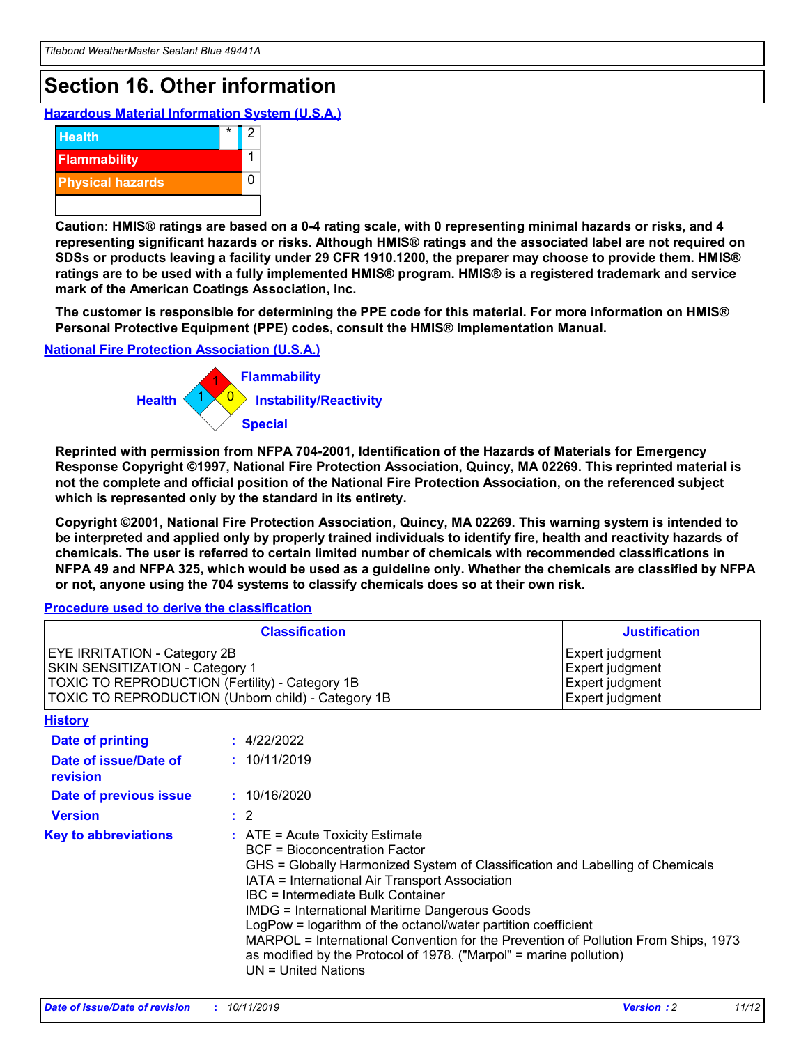# Section 16. Other information

**Hazardous Material Information System (U.S.A.)**

| | | |
|---|---|---|
| Health | * | 2 |
| Flammability | | 1 |
| Physical hazards | | 0 |

**Caution: HMIS® ratings are based on a 0-4 rating scale, with 0 representing minimal hazards or risks, and 4 representing significant hazards or risks. Although HMIS® ratings and the associated label are not required on SDSs or products leaving a facility under 29 CFR 1910.1200, the preparer may choose to provide them. HMIS® ratings are to be used with a fully implemented HMIS® program. HMIS® is a registered trademark and service mark of the American Coatings Association, Inc.**

**The customer is responsible for determining the PPE code for this material. For more information on HMIS® Personal Protective Equipment (PPE) codes, consult the HMIS® Implementation Manual.**

**National Fire Protection Association (U.S.A.)**

Flammability: 1
Health: 1
Instability/Reactivity: 0
Special:

**Reprinted with permission from NFPA 704-2001, Identification of the Hazards of Materials for Emergency Response Copyright ©1997, National Fire Protection Association, Quincy, MA 02269. This reprinted material is not the complete and official position of the National Fire Protection Association, on the referenced subject which is represented only by the standard in its entirety.**

**Copyright ©2001, National Fire Protection Association, Quincy, MA 02269. This warning system is intended to be interpreted and applied only by properly trained individuals to identify fire, health and reactivity hazards of chemicals. The user is referred to certain limited number of chemicals with recommended classifications in NFPA 49 and NFPA 325, which would be used as a guideline only. Whether the chemicals are classified by NFPA or not, anyone using the 704 systems to classify chemicals does so at their own risk.**

**Procedure used to derive the classification**

| Classification | Justification |
|---|---|
| EYE IRRITATION - Category 2B | Expert judgment |
| SKIN SENSITIZATION - Category 1 | Expert judgment |
| TOXIC TO REPRODUCTION (Fertility) - Category 1B | Expert judgment |
| TOXIC TO REPRODUCTION (Unborn child) - Category 1B | Expert judgment |

**History**

**Date of printing** : 4/22/2022

**Date of issue/Date of revision** : 10/11/2019

**Date of previous issue** : 10/16/2020

**Version** : 2

**Key to abbreviations** : ATE = Acute Toxicity Estimate
BCF = Bioconcentration Factor
GHS = Globally Harmonized System of Classification and Labelling of Chemicals
IATA = International Air Transport Association
IBC = Intermediate Bulk Container
IMDG = International Maritime Dangerous Goods
LogPow = logarithm of the octanol/water partition coefficient
MARPOL = International Convention for the Prevention of Pollution From Ships, 1973 as modified by the Protocol of 1978. ("Marpol" = marine pollution)
UN = United Nations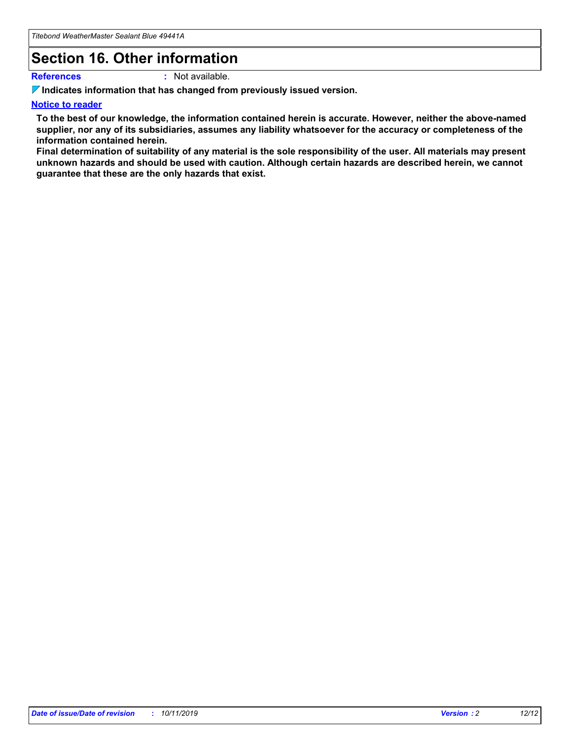# Section 16. Other information

**References** : Not available.

**Indicates information that has changed from previously issued version.**

**Notice to reader**

**To the best of our knowledge, the information contained herein is accurate. However, neither the above-named supplier, nor any of its subsidiaries, assumes any liability whatsoever for the accuracy or completeness of the information contained herein.**

**Final determination of suitability of any material is the sole responsibility of the user. All materials may present unknown hazards and should be used with caution. Although certain hazards are described herein, we cannot guarantee that these are the only hazards that exist.**